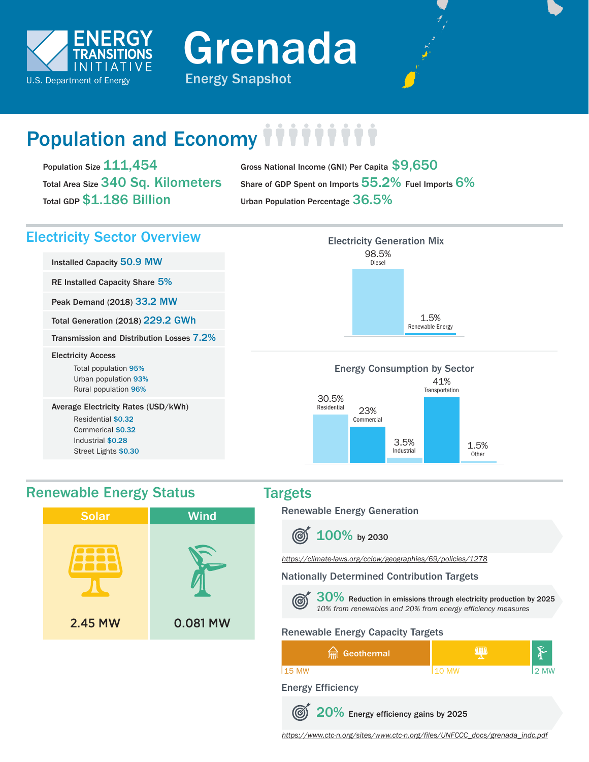ENERGY TRANSITIONS INITIATIVE
U.S. Department of Energy

# Grenada

## Energy Snapshot

## Population and Economy

Population Size **111,454**

Total Area Size **340 Sq. Kilometers**

Total GDP **$1.186 Billion**

Gross National Income (GNI) Per Capita **$9,650**

Share of GDP Spent on Imports **55.2%** Fuel Imports **6%**

Urban Population Percentage **36.5%**

## Electricity Sector Overview

Installed Capacity **50.9 MW**

RE Installed Capacity Share **5%**

Peak Demand (2018) **33.2 MW**

Total Generation (2018) **229.2 GWh**

Transmission and Distribution Losses **7.2%**

Electricity Access
- Total population **95%**
- Urban population **93%**
- Rural population **96%**

Average Electricity Rates (USD/kWh)
- Residential **$0.32**
- Commerical **$0.32**
- Industrial **$0.28**
- Street Lights **$0.30**

### Electricity Generation Mix

| Source | Share |
|---|---|
| Diesel | 98.5% |
| Renewable Energy | 1.5% |

### Energy Consumption by Sector

| Sector | Share |
|---|---|
| Residential | 30.5% |
| Commercial | 23% |
| Industrial | 3.5% |
| Transportation | 41% |
| Other | 1.5% |

## Renewable Energy Status

| Solar | Wind |
|---|---|
| 2.45 MW | 0.081 MW |

## Targets

### Renewable Energy Generation

**100%** by 2030

https://climate-laws.org/cclow/geographies/69/policies/1278

### Nationally Determined Contribution Targets

**30%** Reduction in emissions through electricity production by 2025
*10% from renewables and 20% from energy efficiency measures*

### Renewable Energy Capacity Targets

| Geothermal | Solar | Wind |
|---|---|---|
| 15 MW | 10 MW | 2 MW |

### Energy Efficiency

**20%** Energy efficiency gains by 2025

https://www.ctc-n.org/sites/www.ctc-n.org/files/UNFCCC_docs/grenada_indc.pdf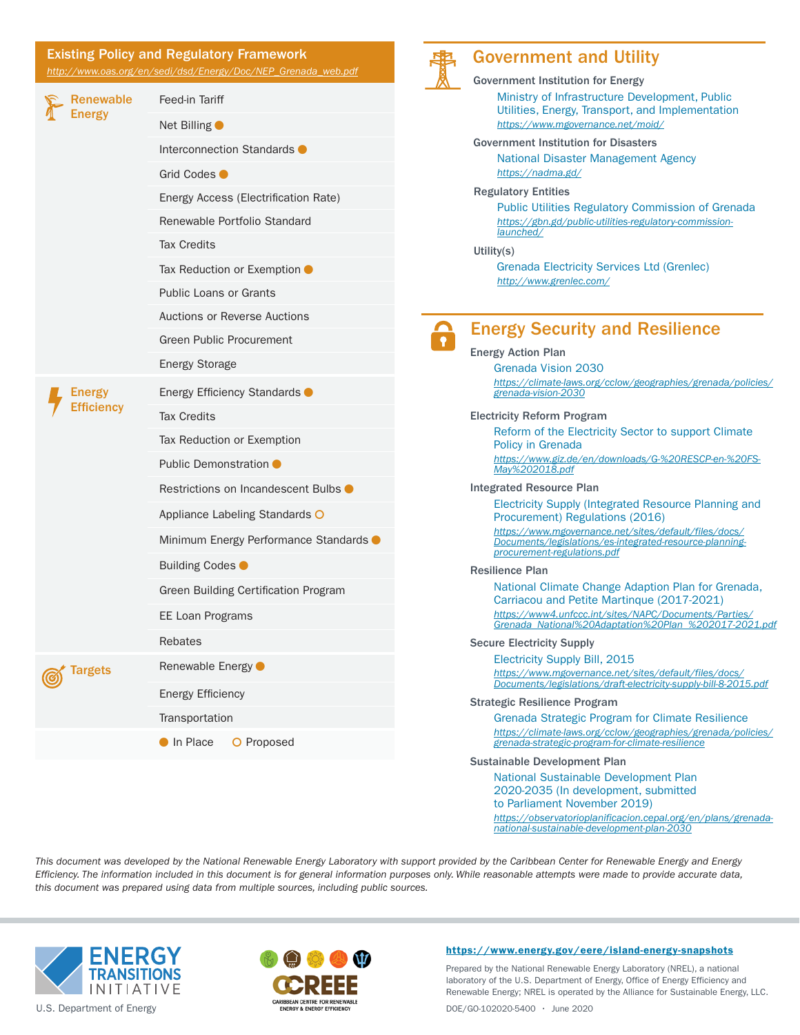## Existing Policy and Regulatory Framework

http://www.oas.org/en/sedi/dsd/Energy/Doc/NEP_Grenada_web.pdf

| Category | Policy | Status |
| --- | --- | --- |
| Renewable Energy | Feed-in Tariff | |
| | Net Billing | In Place |
| | Interconnection Standards | In Place |
| | Grid Codes | In Place |
| | Energy Access (Electrification Rate) | |
| | Renewable Portfolio Standard | |
| | Tax Credits | |
| | Tax Reduction or Exemption | In Place |
| | Public Loans or Grants | |
| | Auctions or Reverse Auctions | |
| | Green Public Procurement | |
| | Energy Storage | |
| Energy Efficiency | Energy Efficiency Standards | In Place |
| | Tax Credits | |
| | Tax Reduction or Exemption | |
| | Public Demonstration | In Place |
| | Restrictions on Incandescent Bulbs | In Place |
| | Appliance Labeling Standards | Proposed |
| | Minimum Energy Performance Standards | In Place |
| | Building Codes | In Place |
| | Green Building Certification Program | |
| | EE Loan Programs | |
| | Rebates | |
| Targets | Renewable Energy | In Place |
| | Energy Efficiency | |
| | Transportation | |

● In Place ○ Proposed

## Government and Utility

**Government Institution for Energy**

Ministry of Infrastructure Development, Public Utilities, Energy, Transport, and Implementation
https://www.mgovernance.net/moid/

**Government Institution for Disasters**

National Disaster Management Agency
https://nadma.gd/

**Regulatory Entities**

Public Utilities Regulatory Commission of Grenada
https://gbn.gd/public-utilities-regulatory-commission-launched/

**Utility(s)**

Grenada Electricity Services Ltd (Grenlec)
http://www.grenlec.com/

## Energy Security and Resilience

**Energy Action Plan**

Grenada Vision 2030
https://climate-laws.org/cclow/geographies/grenada/policies/grenada-vision-2030

**Electricity Reform Program**

Reform of the Electricity Sector to support Climate Policy in Grenada
https://www.giz.de/en/downloads/G-%20RESCP-en-%20FS-May%202018.pdf

**Integrated Resource Plan**

Electricity Supply (Integrated Resource Planning and Procurement) Regulations (2016)
https://www.mgovernance.net/sites/default/files/docs/Documents/legislations/es-integrated-resource-planning-procurement-regulations.pdf

**Resilience Plan**

National Climate Change Adaption Plan for Grenada, Carriacou and Petite Martinque (2017-2021)
https://www4.unfccc.int/sites/NAPC/Documents/Parties/Grenada_National%20Adaptation%20Plan_%202017-2021.pdf

**Secure Electricity Supply**

Electricity Supply Bill, 2015
https://www.mgovernance.net/sites/default/files/docs/Documents/legislations/draft-electricity-supply-bill-8-2015.pdf

**Strategic Resilience Program**

Grenada Strategic Program for Climate Resilience
https://climate-laws.org/cclow/geographies/grenada/policies/grenada-strategic-program-for-climate-resilience

**Sustainable Development Plan**

National Sustainable Development Plan 2020-2035 (In development, submitted to Parliament November 2019)
https://observatorioplanificacion.cepal.org/en/plans/grenada-national-sustainable-development-plan-2030

*This document was developed by the National Renewable Energy Laboratory with support provided by the Caribbean Center for Renewable Energy and Energy Efficiency. The information included in this document is for general information purposes only. While reasonable attempts were made to provide accurate data, this document was prepared using data from multiple sources, including public sources.*

ENERGY TRANSITIONS INITIATIVE
U.S. Department of Energy

CCREEE
CARIBBEAN CENTRE FOR RENEWABLE ENERGY & ENERGY EFFICIENCY

**https://www.energy.gov/eere/island-energy-snapshots**

Prepared by the National Renewable Energy Laboratory (NREL), a national laboratory of the U.S. Department of Energy, Office of Energy Efficiency and Renewable Energy; NREL is operated by the Alliance for Sustainable Energy, LLC.

DOE/GO-102020-5400 • June 2020